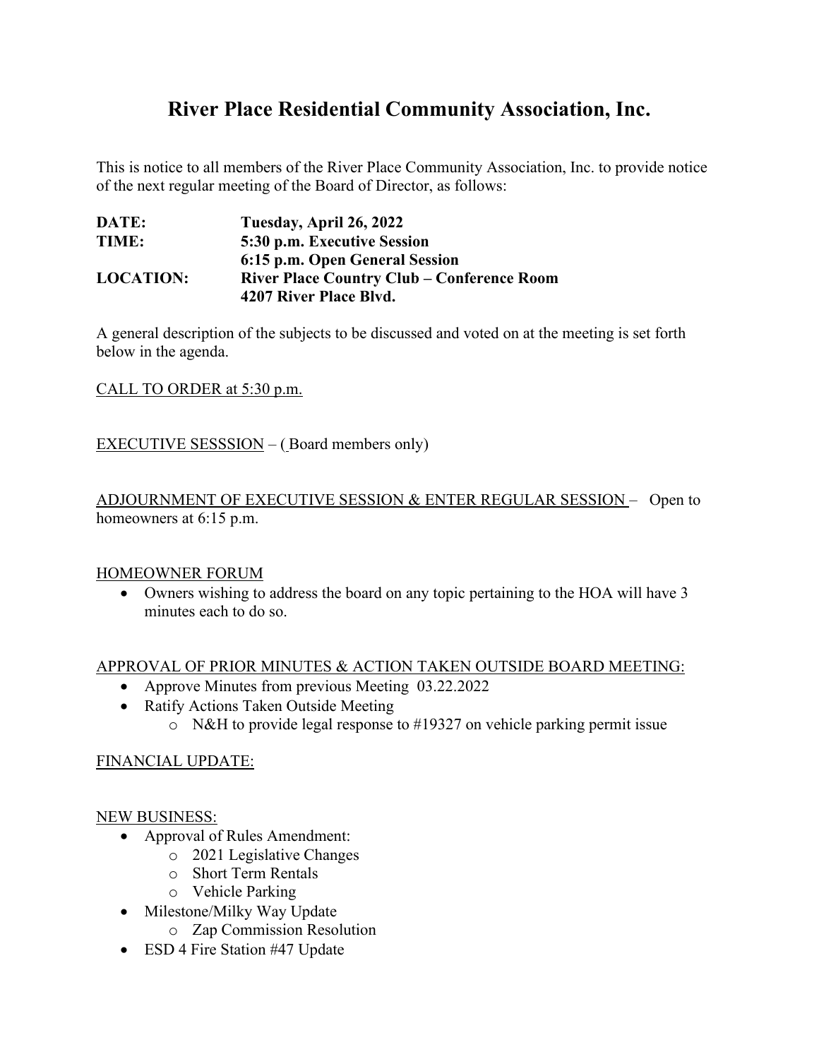# River Place Residential Community Association, Inc.

This is notice to all members of the River Place Community Association, Inc. to provide notice of the next regular meeting of the Board of Director, as follows:

| | |
|---|---|
| **DATE:** | **Tuesday, April 26, 2022** |
| **TIME:** | **5:30 p.m. Executive Session** |
| | **6:15 p.m. Open General Session** |
| **LOCATION:** | **River Place Country Club – Conference Room** |
| | **4207 River Place Blvd.** |

A general description of the subjects to be discussed and voted on at the meeting is set forth below in the agenda.

CALL TO ORDER at 5:30 p.m.

EXECUTIVE SESSSION – ( Board members only)

ADJOURNMENT OF EXECUTIVE SESSION & ENTER REGULAR SESSION – Open to homeowners at 6:15 p.m.

HOMEOWNER FORUM

- Owners wishing to address the board on any topic pertaining to the HOA will have 3 minutes each to do so.

APPROVAL OF PRIOR MINUTES & ACTION TAKEN OUTSIDE BOARD MEETING:

- Approve Minutes from previous Meeting 03.22.2022
- Ratify Actions Taken Outside Meeting
  - N&H to provide legal response to #19327 on vehicle parking permit issue

FINANCIAL UPDATE:

NEW BUSINESS:

- Approval of Rules Amendment:
  - 2021 Legislative Changes
  - Short Term Rentals
  - Vehicle Parking
- Milestone/Milky Way Update
  - Zap Commission Resolution
- ESD 4 Fire Station #47 Update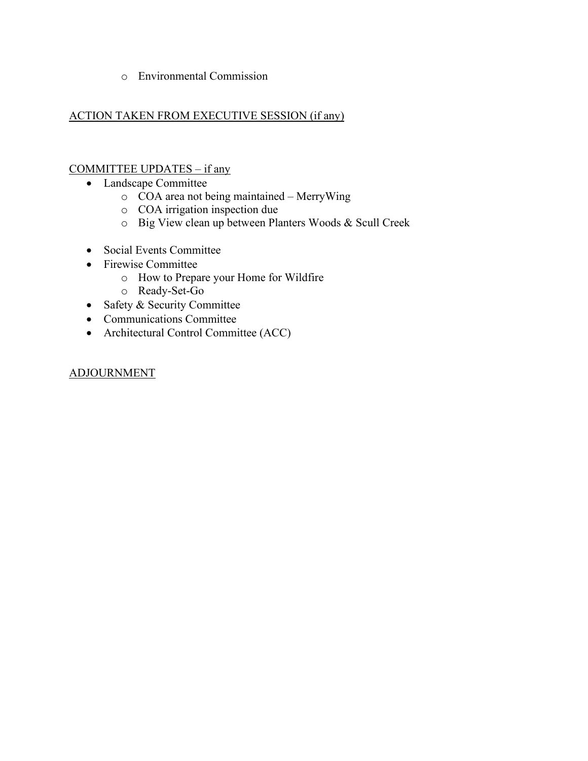- Environmental Commission

ACTION TAKEN FROM EXECUTIVE SESSION (if any)

COMMITTEE UPDATES – if any

- Landscape Committee
  - COA area not being maintained – MerryWing
  - COA irrigation inspection due
  - Big View clean up between Planters Woods & Scull Creek
- Social Events Committee
- Firewise Committee
  - How to Prepare your Home for Wildfire
  - Ready-Set-Go
- Safety & Security Committee
- Communications Committee
- Architectural Control Committee (ACC)

ADJOURNMENT